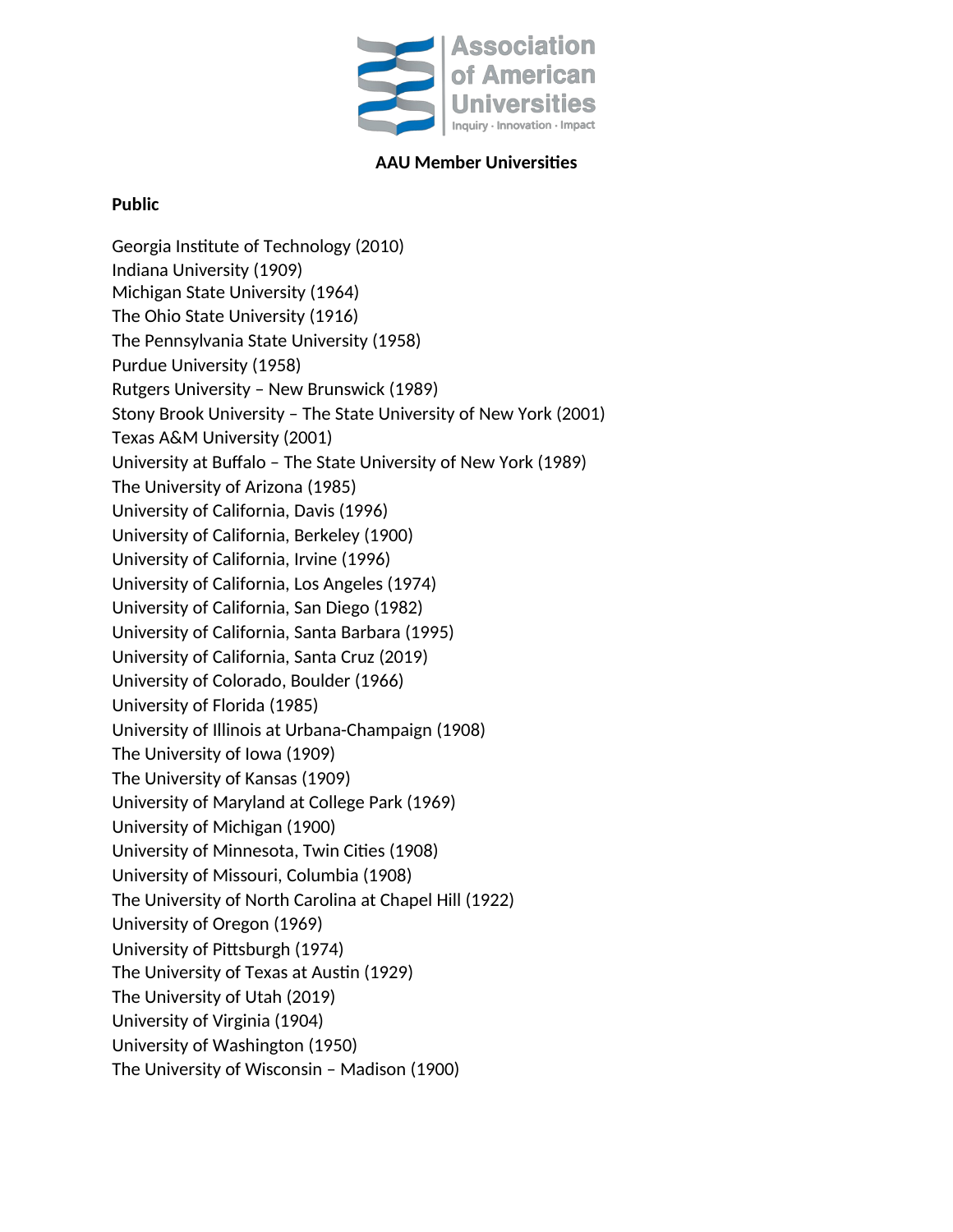Association of American Universities

Inquiry · Innovation · Impact

# AAU Member Universities

## Public

Georgia Institute of Technology (2010)
Indiana University (1909)
Michigan State University (1964)
The Ohio State University (1916)
The Pennsylvania State University (1958)
Purdue University (1958)
Rutgers University – New Brunswick (1989)
Stony Brook University – The State University of New York (2001)
Texas A&M University (2001)
University at Buffalo – The State University of New York (1989)
The University of Arizona (1985)
University of California, Davis (1996)
University of California, Berkeley (1900)
University of California, Irvine (1996)
University of California, Los Angeles (1974)
University of California, San Diego (1982)
University of California, Santa Barbara (1995)
University of California, Santa Cruz (2019)
University of Colorado, Boulder (1966)
University of Florida (1985)
University of Illinois at Urbana-Champaign (1908)
The University of Iowa (1909)
The University of Kansas (1909)
University of Maryland at College Park (1969)
University of Michigan (1900)
University of Minnesota, Twin Cities (1908)
University of Missouri, Columbia (1908)
The University of North Carolina at Chapel Hill (1922)
University of Oregon (1969)
University of Pittsburgh (1974)
The University of Texas at Austin (1929)
The University of Utah (2019)
University of Virginia (1904)
University of Washington (1950)
The University of Wisconsin – Madison (1900)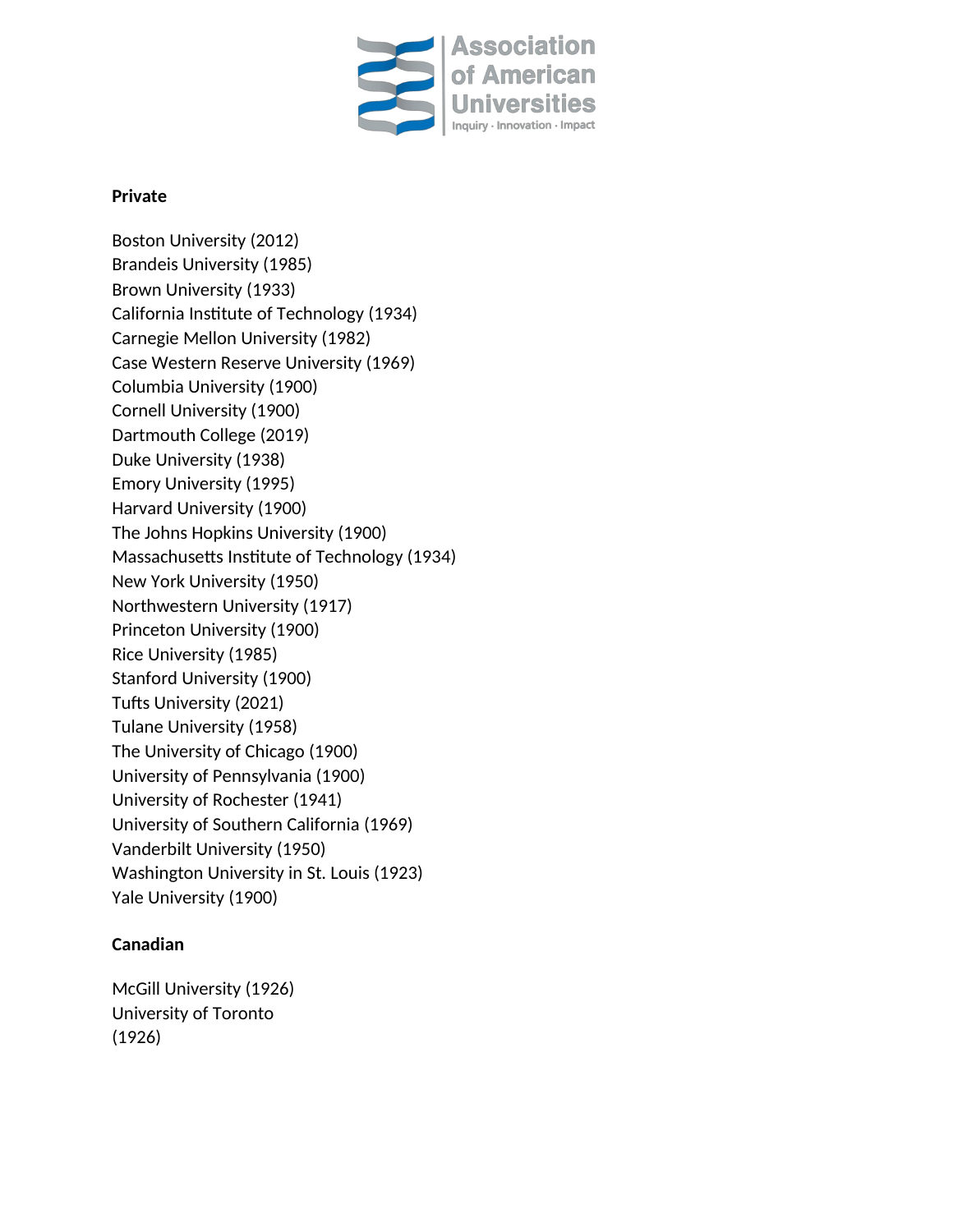**Private**

Boston University (2012)
Brandeis University (1985)
Brown University (1933)
California Institute of Technology (1934)
Carnegie Mellon University (1982)
Case Western Reserve University (1969)
Columbia University (1900)
Cornell University (1900)
Dartmouth College (2019)
Duke University (1938)
Emory University (1995)
Harvard University (1900)
The Johns Hopkins University (1900)
Massachusetts Institute of Technology (1934)
New York University (1950)
Northwestern University (1917)
Princeton University (1900)
Rice University (1985)
Stanford University (1900)
Tufts University (2021)
Tulane University (1958)
The University of Chicago (1900)
University of Pennsylvania (1900)
University of Rochester (1941)
University of Southern California (1969)
Vanderbilt University (1950)
Washington University in St. Louis (1923)
Yale University (1900)

**Canadian**

McGill University (1926)
University of Toronto (1926)